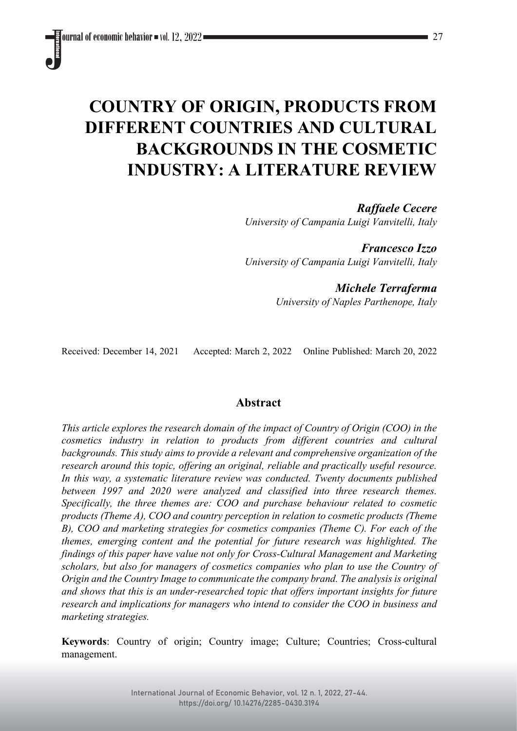# COUNTRY OF ORIGIN, PRODUCTS FROM DIFFERENT COUNTRIES AND CULTURAL BACKGROUNDS IN THE COSMETIC INDUSTRY: A LITERATURE REVIEW

***Raffaele Cecere***
*University of Campania Luigi Vanvitelli, Italy*

***Francesco Izzo***
*University of Campania Luigi Vanvitelli, Italy*

***Michele Terraferma***
*University of Naples Parthenope, Italy*

Received: December 14, 2021 Accepted: March 2, 2022 Online Published: March 20, 2022

## Abstract

*This article explores the research domain of the impact of Country of Origin (COO) in the cosmetics industry in relation to products from different countries and cultural backgrounds. This study aims to provide a relevant and comprehensive organization of the research around this topic, offering an original, reliable and practically useful resource. In this way, a systematic literature review was conducted. Twenty documents published between 1997 and 2020 were analyzed and classified into three research themes. Specifically, the three themes are: COO and purchase behaviour related to cosmetic products (Theme A), COO and country perception in relation to cosmetic products (Theme B), COO and marketing strategies for cosmetics companies (Theme C). For each of the themes, emerging content and the potential for future research was highlighted. The findings of this paper have value not only for Cross-Cultural Management and Marketing scholars, but also for managers of cosmetics companies who plan to use the Country of Origin and the Country Image to communicate the company brand. The analysis is original and shows that this is an under-researched topic that offers important insights for future research and implications for managers who intend to consider the COO in business and marketing strategies.*

**Keywords**: Country of origin; Country image; Culture; Countries; Cross-cultural management.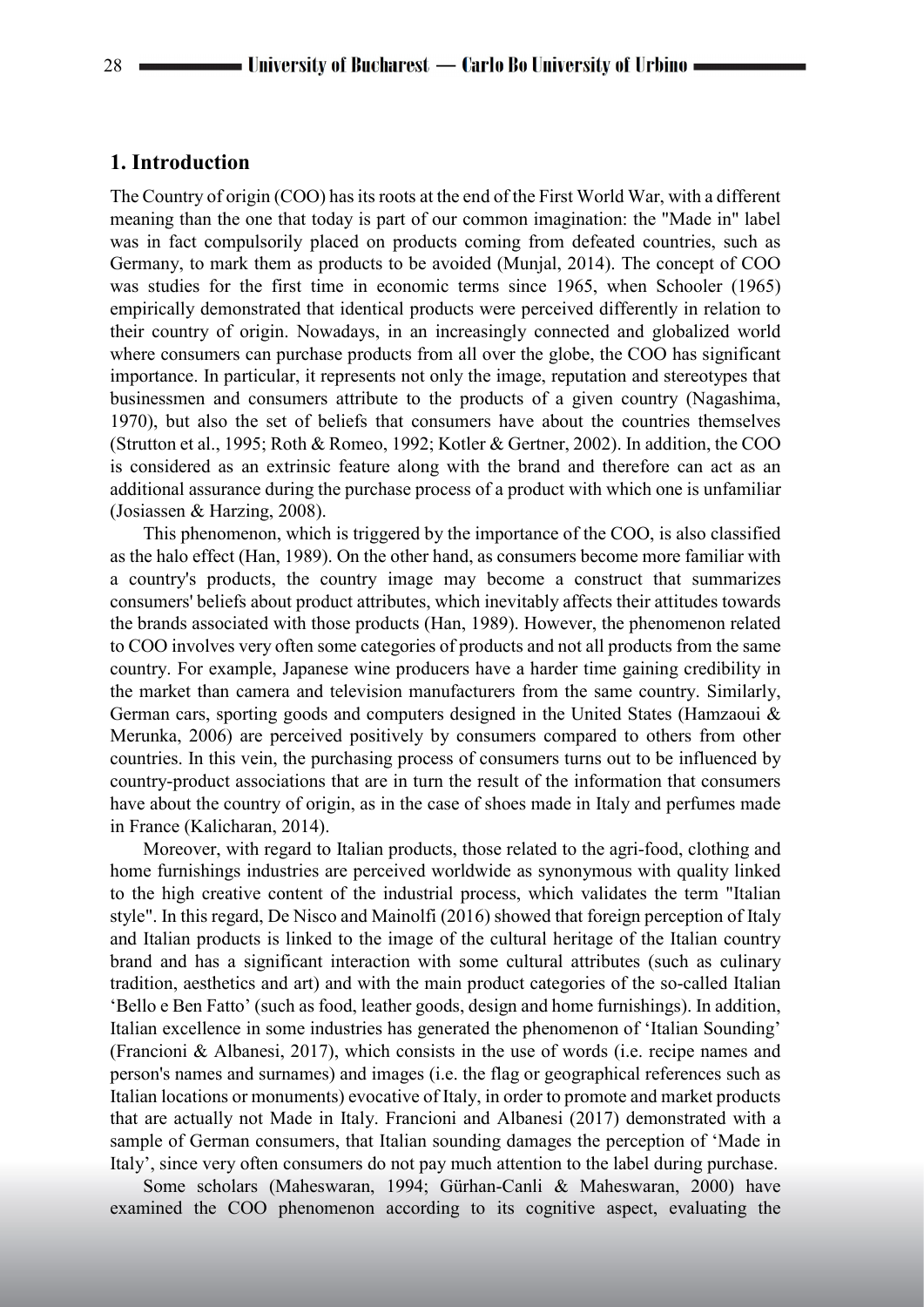## 1. Introduction

The Country of origin (COO) has its roots at the end of the First World War, with a different meaning than the one that today is part of our common imagination: the "Made in" label was in fact compulsorily placed on products coming from defeated countries, such as Germany, to mark them as products to be avoided (Munjal, 2014). The concept of COO was studies for the first time in economic terms since 1965, when Schooler (1965) empirically demonstrated that identical products were perceived differently in relation to their country of origin. Nowadays, in an increasingly connected and globalized world where consumers can purchase products from all over the globe, the COO has significant importance. In particular, it represents not only the image, reputation and stereotypes that businessmen and consumers attribute to the products of a given country (Nagashima, 1970), but also the set of beliefs that consumers have about the countries themselves (Strutton et al., 1995; Roth & Romeo, 1992; Kotler & Gertner, 2002). In addition, the COO is considered as an extrinsic feature along with the brand and therefore can act as an additional assurance during the purchase process of a product with which one is unfamiliar (Josiassen & Harzing, 2008).

This phenomenon, which is triggered by the importance of the COO, is also classified as the halo effect (Han, 1989). On the other hand, as consumers become more familiar with a country's products, the country image may become a construct that summarizes consumers' beliefs about product attributes, which inevitably affects their attitudes towards the brands associated with those products (Han, 1989). However, the phenomenon related to COO involves very often some categories of products and not all products from the same country. For example, Japanese wine producers have a harder time gaining credibility in the market than camera and television manufacturers from the same country. Similarly, German cars, sporting goods and computers designed in the United States (Hamzaoui & Merunka, 2006) are perceived positively by consumers compared to others from other countries. In this vein, the purchasing process of consumers turns out to be influenced by country-product associations that are in turn the result of the information that consumers have about the country of origin, as in the case of shoes made in Italy and perfumes made in France (Kalicharan, 2014).

Moreover, with regard to Italian products, those related to the agri-food, clothing and home furnishings industries are perceived worldwide as synonymous with quality linked to the high creative content of the industrial process, which validates the term "Italian style". In this regard, De Nisco and Mainolfi (2016) showed that foreign perception of Italy and Italian products is linked to the image of the cultural heritage of the Italian country brand and has a significant interaction with some cultural attributes (such as culinary tradition, aesthetics and art) and with the main product categories of the so-called Italian 'Bello e Ben Fatto' (such as food, leather goods, design and home furnishings). In addition, Italian excellence in some industries has generated the phenomenon of 'Italian Sounding' (Francioni & Albanesi, 2017), which consists in the use of words (i.e. recipe names and person's names and surnames) and images (i.e. the flag or geographical references such as Italian locations or monuments) evocative of Italy, in order to promote and market products that are actually not Made in Italy. Francioni and Albanesi (2017) demonstrated with a sample of German consumers, that Italian sounding damages the perception of 'Made in Italy', since very often consumers do not pay much attention to the label during purchase.

Some scholars (Maheswaran, 1994; Gürhan-Canli & Maheswaran, 2000) have examined the COO phenomenon according to its cognitive aspect, evaluating the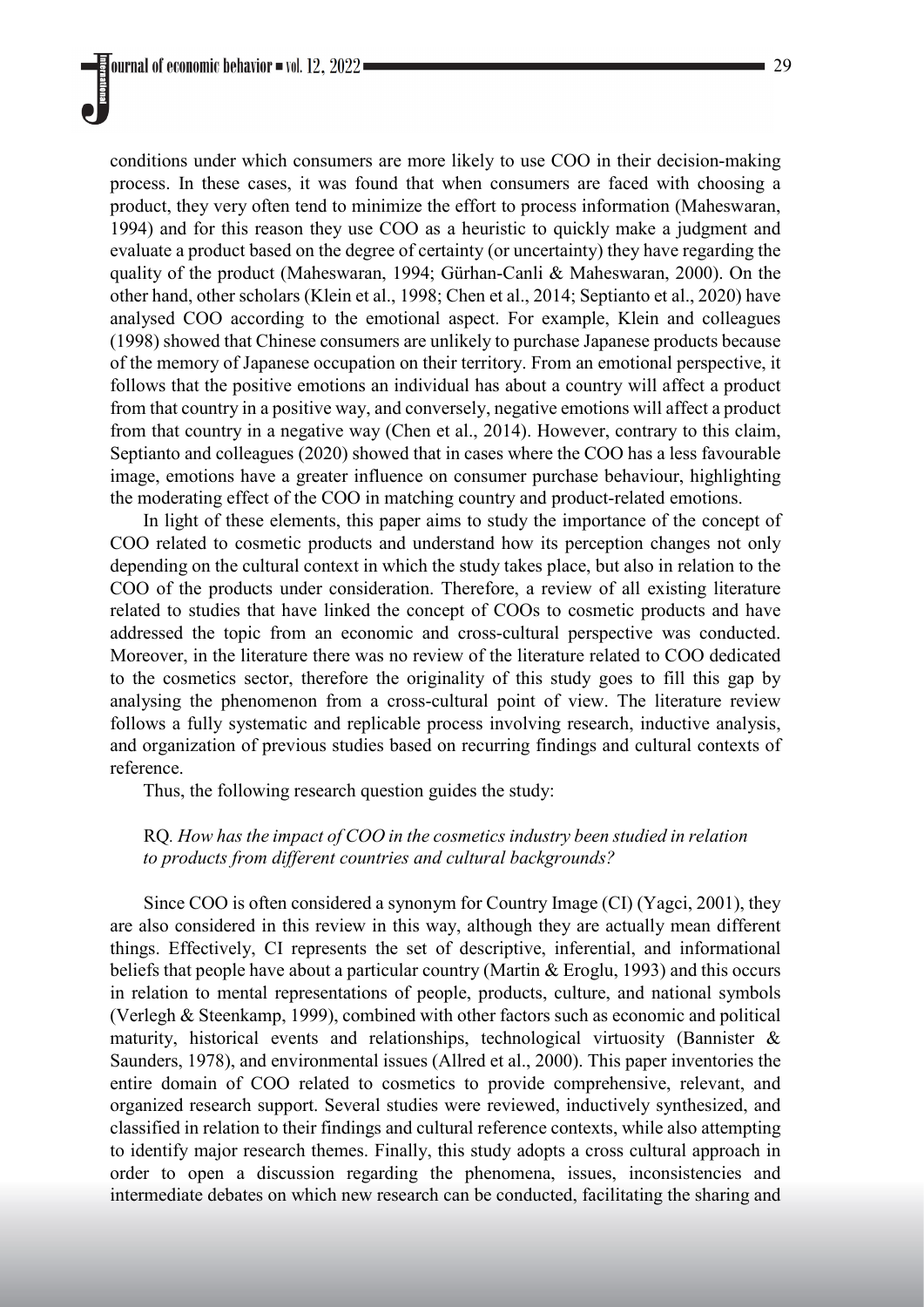conditions under which consumers are more likely to use COO in their decision-making process. In these cases, it was found that when consumers are faced with choosing a product, they very often tend to minimize the effort to process information (Maheswaran, 1994) and for this reason they use COO as a heuristic to quickly make a judgment and evaluate a product based on the degree of certainty (or uncertainty) they have regarding the quality of the product (Maheswaran, 1994; Gürhan-Canli & Maheswaran, 2000). On the other hand, other scholars (Klein et al., 1998; Chen et al., 2014; Septianto et al., 2020) have analysed COO according to the emotional aspect. For example, Klein and colleagues (1998) showed that Chinese consumers are unlikely to purchase Japanese products because of the memory of Japanese occupation on their territory. From an emotional perspective, it follows that the positive emotions an individual has about a country will affect a product from that country in a positive way, and conversely, negative emotions will affect a product from that country in a negative way (Chen et al., 2014). However, contrary to this claim, Septianto and colleagues (2020) showed that in cases where the COO has a less favourable image, emotions have a greater influence on consumer purchase behaviour, highlighting the moderating effect of the COO in matching country and product-related emotions.

In light of these elements, this paper aims to study the importance of the concept of COO related to cosmetic products and understand how its perception changes not only depending on the cultural context in which the study takes place, but also in relation to the COO of the products under consideration. Therefore, a review of all existing literature related to studies that have linked the concept of COOs to cosmetic products and have addressed the topic from an economic and cross-cultural perspective was conducted. Moreover, in the literature there was no review of the literature related to COO dedicated to the cosmetics sector, therefore the originality of this study goes to fill this gap by analysing the phenomenon from a cross-cultural point of view. The literature review follows a fully systematic and replicable process involving research, inductive analysis, and organization of previous studies based on recurring findings and cultural contexts of reference.

Thus, the following research question guides the study:

RQ. *How has the impact of COO in the cosmetics industry been studied in relation to products from different countries and cultural backgrounds?*

Since COO is often considered a synonym for Country Image (CI) (Yagci, 2001), they are also considered in this review in this way, although they are actually mean different things. Effectively, CI represents the set of descriptive, inferential, and informational beliefs that people have about a particular country (Martin & Eroglu, 1993) and this occurs in relation to mental representations of people, products, culture, and national symbols (Verlegh & Steenkamp, 1999), combined with other factors such as economic and political maturity, historical events and relationships, technological virtuosity (Bannister & Saunders, 1978), and environmental issues (Allred et al., 2000). This paper inventories the entire domain of COO related to cosmetics to provide comprehensive, relevant, and organized research support. Several studies were reviewed, inductively synthesized, and classified in relation to their findings and cultural reference contexts, while also attempting to identify major research themes. Finally, this study adopts a cross cultural approach in order to open a discussion regarding the phenomena, issues, inconsistencies and intermediate debates on which new research can be conducted, facilitating the sharing and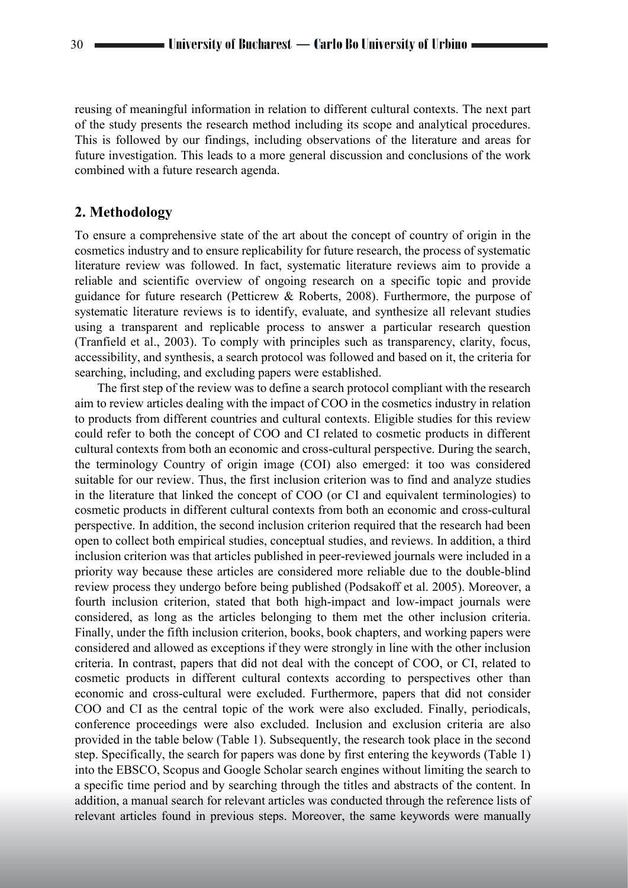reusing of meaningful information in relation to different cultural contexts. The next part of the study presents the research method including its scope and analytical procedures. This is followed by our findings, including observations of the literature and areas for future investigation. This leads to a more general discussion and conclusions of the work combined with a future research agenda.

## 2. Methodology

To ensure a comprehensive state of the art about the concept of country of origin in the cosmetics industry and to ensure replicability for future research, the process of systematic literature review was followed. In fact, systematic literature reviews aim to provide a reliable and scientific overview of ongoing research on a specific topic and provide guidance for future research (Petticrew & Roberts, 2008). Furthermore, the purpose of systematic literature reviews is to identify, evaluate, and synthesize all relevant studies using a transparent and replicable process to answer a particular research question (Tranfield et al., 2003). To comply with principles such as transparency, clarity, focus, accessibility, and synthesis, a search protocol was followed and based on it, the criteria for searching, including, and excluding papers were established.

The first step of the review was to define a search protocol compliant with the research aim to review articles dealing with the impact of COO in the cosmetics industry in relation to products from different countries and cultural contexts. Eligible studies for this review could refer to both the concept of COO and CI related to cosmetic products in different cultural contexts from both an economic and cross-cultural perspective. During the search, the terminology Country of origin image (COI) also emerged: it too was considered suitable for our review. Thus, the first inclusion criterion was to find and analyze studies in the literature that linked the concept of COO (or CI and equivalent terminologies) to cosmetic products in different cultural contexts from both an economic and cross-cultural perspective. In addition, the second inclusion criterion required that the research had been open to collect both empirical studies, conceptual studies, and reviews. In addition, a third inclusion criterion was that articles published in peer-reviewed journals were included in a priority way because these articles are considered more reliable due to the double-blind review process they undergo before being published (Podsakoff et al. 2005). Moreover, a fourth inclusion criterion, stated that both high-impact and low-impact journals were considered, as long as the articles belonging to them met the other inclusion criteria. Finally, under the fifth inclusion criterion, books, book chapters, and working papers were considered and allowed as exceptions if they were strongly in line with the other inclusion criteria. In contrast, papers that did not deal with the concept of COO, or CI, related to cosmetic products in different cultural contexts according to perspectives other than economic and cross-cultural were excluded. Furthermore, papers that did not consider COO and CI as the central topic of the work were also excluded. Finally, periodicals, conference proceedings were also excluded. Inclusion and exclusion criteria are also provided in the table below (Table 1). Subsequently, the research took place in the second step. Specifically, the search for papers was done by first entering the keywords (Table 1) into the EBSCO, Scopus and Google Scholar search engines without limiting the search to a specific time period and by searching through the titles and abstracts of the content. In addition, a manual search for relevant articles was conducted through the reference lists of relevant articles found in previous steps. Moreover, the same keywords were manually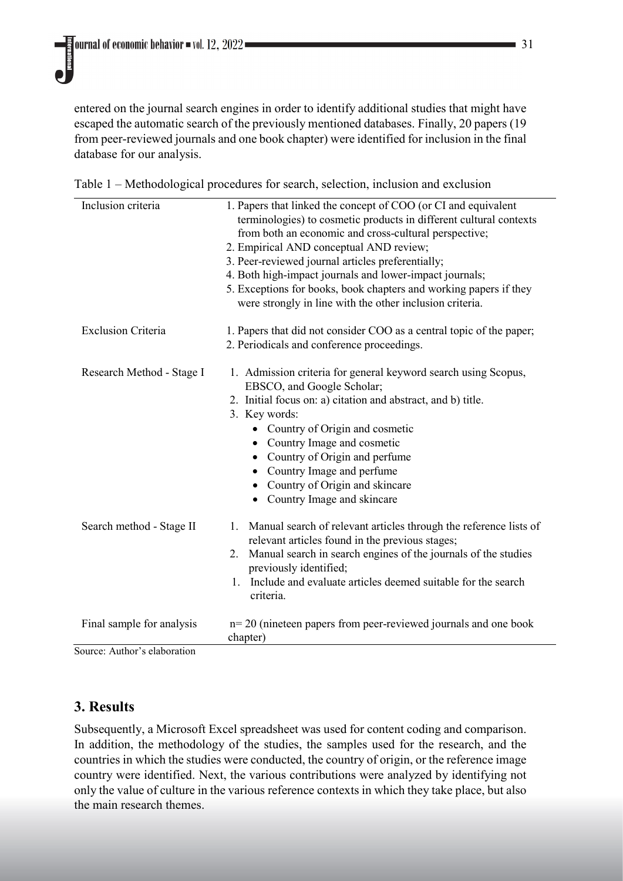entered on the journal search engines in order to identify additional studies that might have escaped the automatic search of the previously mentioned databases. Finally, 20 papers (19 from peer-reviewed journals and one book chapter) were identified for inclusion in the final database for our analysis.

Table 1 – Methodological procedures for search, selection, inclusion and exclusion

| | |
|---|---|
| Inclusion criteria | 1. Papers that linked the concept of COO (or CI and equivalent terminologies) to cosmetic products in different cultural contexts from both an economic and cross-cultural perspective;<br>2. Empirical AND conceptual AND review;<br>3. Peer-reviewed journal articles preferentially;<br>4. Both high-impact journals and lower-impact journals;<br>5. Exceptions for books, book chapters and working papers if they were strongly in line with the other inclusion criteria. |
| Exclusion Criteria | 1. Papers that did not consider COO as a central topic of the paper;<br>2. Periodicals and conference proceedings. |
| Research Method - Stage I | 1. Admission criteria for general keyword search using Scopus, EBSCO, and Google Scholar;<br>2. Initial focus on: a) citation and abstract, and b) title.<br>3. Key words:<br>• Country of Origin and cosmetic<br>• Country Image and cosmetic<br>• Country of Origin and perfume<br>• Country Image and perfume<br>• Country of Origin and skincare<br>• Country Image and skincare |
| Search method - Stage II | 1. Manual search of relevant articles through the reference lists of relevant articles found in the previous stages;<br>2. Manual search in search engines of the journals of the studies previously identified;<br>1. Include and evaluate articles deemed suitable for the search criteria. |
| Final sample for analysis | n= 20 (nineteen papers from peer-reviewed journals and one book chapter) |

Source: Author's elaboration

## 3. Results

Subsequently, a Microsoft Excel spreadsheet was used for content coding and comparison. In addition, the methodology of the studies, the samples used for the research, and the countries in which the studies were conducted, the country of origin, or the reference image country were identified. Next, the various contributions were analyzed by identifying not only the value of culture in the various reference contexts in which they take place, but also the main research themes.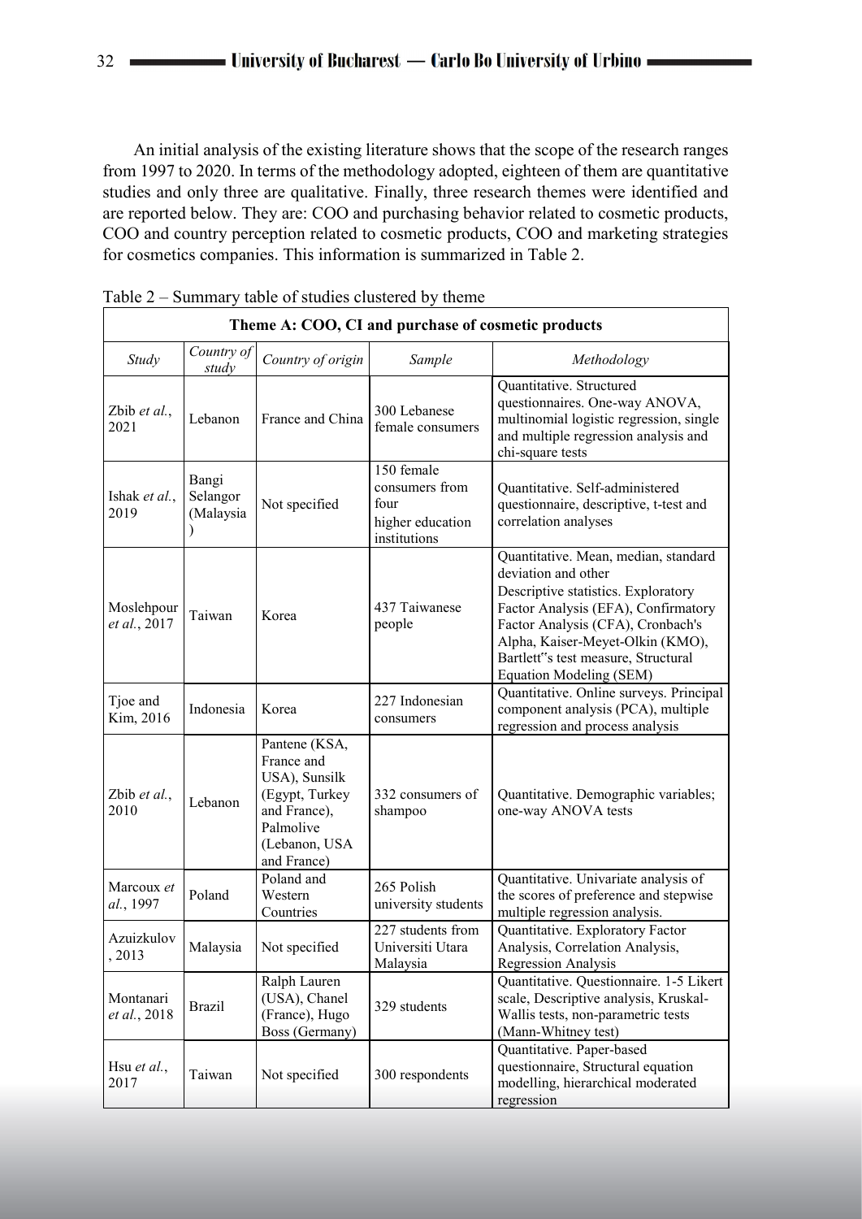An initial analysis of the existing literature shows that the scope of the research ranges from 1997 to 2020. In terms of the methodology adopted, eighteen of them are quantitative studies and only three are qualitative. Finally, three research themes were identified and are reported below. They are: COO and purchasing behavior related to cosmetic products, COO and country perception related to cosmetic products, COO and marketing strategies for cosmetics companies. This information is summarized in Table 2.

Table 2 – Summary table of studies clustered by theme

| **Theme A: COO, CI and purchase of cosmetic products** | | | | |
|---|---|---|---|---|
| *Study* | *Country of study* | *Country of origin* | *Sample* | *Methodology* |
| Zbib *et al.*, 2021 | Lebanon | France and China | 300 Lebanese female consumers | Quantitative. Structured questionnaires. One-way ANOVA, multinomial logistic regression, single and multiple regression analysis and chi-square tests |
| Ishak *et al.*, 2019 | Bangi Selangor (Malaysia ) | Not specified | 150 female consumers from four higher education institutions | Quantitative. Self-administered questionnaire, descriptive, t-test and correlation analyses |
| Moslehpour *et al.*, 2017 | Taiwan | Korea | 437 Taiwanese people | Quantitative. Mean, median, standard deviation and other Descriptive statistics. Exploratory Factor Analysis (EFA), Confirmatory Factor Analysis (CFA), Cronbach's Alpha, Kaiser-Meyet-Olkin (KMO), Bartlett"s test measure, Structural Equation Modeling (SEM) |
| Tjoe and Kim, 2016 | Indonesia | Korea | 227 Indonesian consumers | Quantitative. Online surveys. Principal component analysis (PCA), multiple regression and process analysis |
| Zbib *et al.*, 2010 | Lebanon | Pantene (KSA, France and USA), Sunsilk (Egypt, Turkey and France), Palmolive (Lebanon, USA and France) | 332 consumers of shampoo | Quantitative. Demographic variables; one-way ANOVA tests |
| Marcoux *et al.*, 1997 | Poland | Poland and Western Countries | 265 Polish university students | Quantitative. Univariate analysis of the scores of preference and stepwise multiple regression analysis. |
| Azuizkulov , 2013 | Malaysia | Not specified | 227 students from Universiti Utara Malaysia | Quantitative. Exploratory Factor Analysis, Correlation Analysis, Regression Analysis |
| Montanari *et al.*, 2018 | Brazil | Ralph Lauren (USA), Chanel (France), Hugo Boss (Germany) | 329 students | Quantitative. Questionnaire. 1-5 Likert scale, Descriptive analysis, Kruskal-Wallis tests, non-parametric tests (Mann-Whitney test) |
| Hsu *et al.*, 2017 | Taiwan | Not specified | 300 respondents | Quantitative. Paper-based questionnaire, Structural equation modelling, hierarchical moderated regression |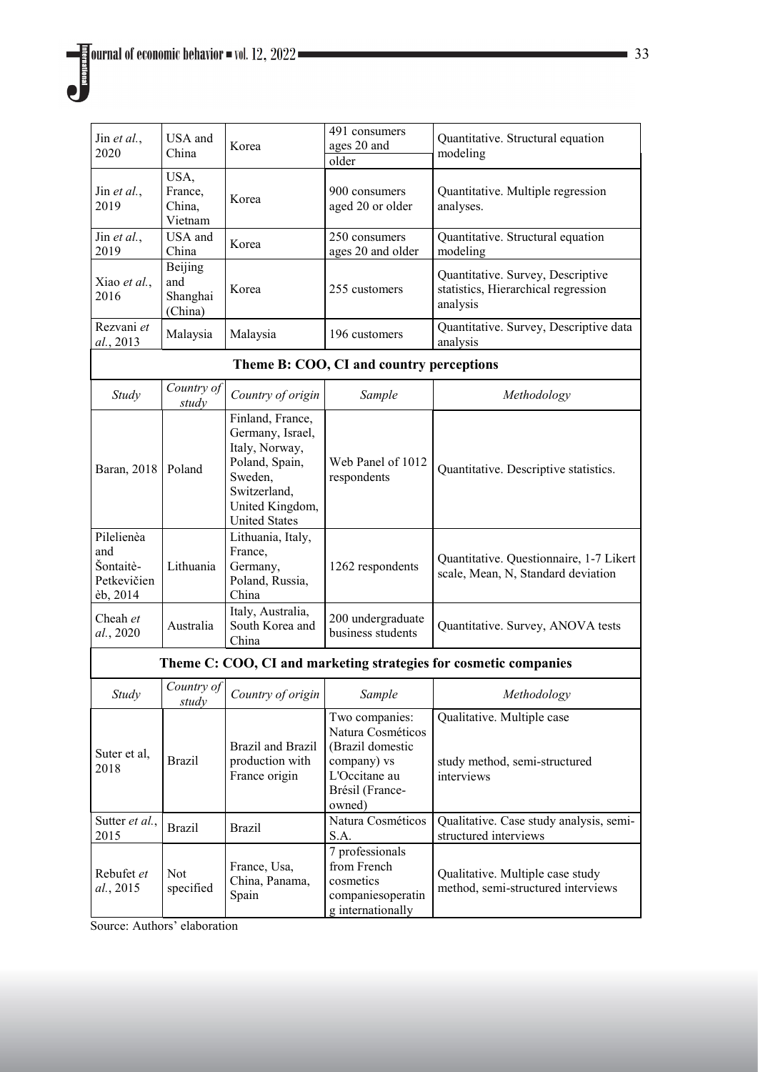| | | | | |
|---|---|---|---|---|
| Jin *et al.*, 2020 | USA and China | Korea | 491 consumers ages 20 and older | Quantitative. Structural equation modeling |
| Jin *et al.*, 2019 | USA, France, China, Vietnam | Korea | 900 consumers aged 20 or older | Quantitative. Multiple regression analyses. |
| Jin *et al.*, 2019 | USA and China | Korea | 250 consumers ages 20 and older | Quantitative. Structural equation modeling |
| Xiao *et al.*, 2016 | Beijing and Shanghai (China) | Korea | 255 customers | Quantitative. Survey, Descriptive statistics, Hierarchical regression analysis |
| Rezvani *et al.*, 2013 | Malaysia | Malaysia | 196 customers | Quantitative. Survey, Descriptive data analysis |
| **Theme B: COO, CI and country perceptions** | | | | |
| *Study* | *Country of study* | *Country of origin* | *Sample* | *Methodology* |
| Baran, 2018 | Poland | Finland, France, Germany, Israel, Italy, Norway, Poland, Spain, Sweden, Switzerland, United Kingdom, United States | Web Panel of 1012 respondents | Quantitative. Descriptive statistics. |
| Pilelienèa and Šontaitè-Petkevičienèb, 2014 | Lithuania | Lithuania, Italy, France, Germany, Poland, Russia, China | 1262 respondents | Quantitative. Questionnaire, 1-7 Likert scale, Mean, N, Standard deviation |
| Cheah *et al.*, 2020 | Australia | Italy, Australia, South Korea and China | 200 undergraduate business students | Quantitative. Survey, ANOVA tests |
| **Theme C: COO, CI and marketing strategies for cosmetic companies** | | | | |
| *Study* | *Country of study* | *Country of origin* | *Sample* | *Methodology* |
| Suter et al, 2018 | Brazil | Brazil and Brazil production with France origin | Two companies: Natura Cosméticos (Brazil domestic company) vs L'Occitane au Brésil (France-owned) | Qualitative. Multiple case study method, semi-structured interviews |
| Sutter *et al.*, 2015 | Brazil | Brazil | Natura Cosméticos S.A. | Qualitative. Case study analysis, semi-structured interviews |
| Rebufet *et al.*, 2015 | Not specified | France, Usa, China, Panama, Spain | 7 professionals from French cosmetics companiesoperating internationally | Qualitative. Multiple case study method, semi-structured interviews |

Source: Authors' elaboration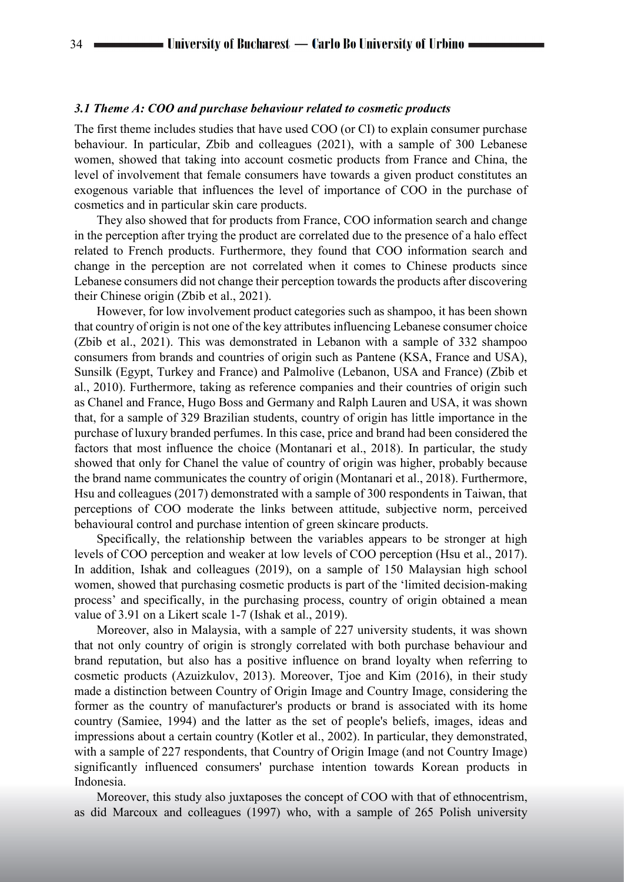### *3.1 Theme A: COO and purchase behaviour related to cosmetic products*

The first theme includes studies that have used COO (or CI) to explain consumer purchase behaviour. In particular, Zbib and colleagues (2021), with a sample of 300 Lebanese women, showed that taking into account cosmetic products from France and China, the level of involvement that female consumers have towards a given product constitutes an exogenous variable that influences the level of importance of COO in the purchase of cosmetics and in particular skin care products.

They also showed that for products from France, COO information search and change in the perception after trying the product are correlated due to the presence of a halo effect related to French products. Furthermore, they found that COO information search and change in the perception are not correlated when it comes to Chinese products since Lebanese consumers did not change their perception towards the products after discovering their Chinese origin (Zbib et al., 2021).

However, for low involvement product categories such as shampoo, it has been shown that country of origin is not one of the key attributes influencing Lebanese consumer choice (Zbib et al., 2021). This was demonstrated in Lebanon with a sample of 332 shampoo consumers from brands and countries of origin such as Pantene (KSA, France and USA), Sunsilk (Egypt, Turkey and France) and Palmolive (Lebanon, USA and France) (Zbib et al., 2010). Furthermore, taking as reference companies and their countries of origin such as Chanel and France, Hugo Boss and Germany and Ralph Lauren and USA, it was shown that, for a sample of 329 Brazilian students, country of origin has little importance in the purchase of luxury branded perfumes. In this case, price and brand had been considered the factors that most influence the choice (Montanari et al., 2018). In particular, the study showed that only for Chanel the value of country of origin was higher, probably because the brand name communicates the country of origin (Montanari et al., 2018). Furthermore, Hsu and colleagues (2017) demonstrated with a sample of 300 respondents in Taiwan, that perceptions of COO moderate the links between attitude, subjective norm, perceived behavioural control and purchase intention of green skincare products.

Specifically, the relationship between the variables appears to be stronger at high levels of COO perception and weaker at low levels of COO perception (Hsu et al., 2017). In addition, Ishak and colleagues (2019), on a sample of 150 Malaysian high school women, showed that purchasing cosmetic products is part of the 'limited decision-making process' and specifically, in the purchasing process, country of origin obtained a mean value of 3.91 on a Likert scale 1-7 (Ishak et al., 2019).

Moreover, also in Malaysia, with a sample of 227 university students, it was shown that not only country of origin is strongly correlated with both purchase behaviour and brand reputation, but also has a positive influence on brand loyalty when referring to cosmetic products (Azuizkulov, 2013). Moreover, Tjoe and Kim (2016), in their study made a distinction between Country of Origin Image and Country Image, considering the former as the country of manufacturer's products or brand is associated with its home country (Samiee, 1994) and the latter as the set of people's beliefs, images, ideas and impressions about a certain country (Kotler et al., 2002). In particular, they demonstrated, with a sample of 227 respondents, that Country of Origin Image (and not Country Image) significantly influenced consumers' purchase intention towards Korean products in Indonesia.

Moreover, this study also juxtaposes the concept of COO with that of ethnocentrism, as did Marcoux and colleagues (1997) who, with a sample of 265 Polish university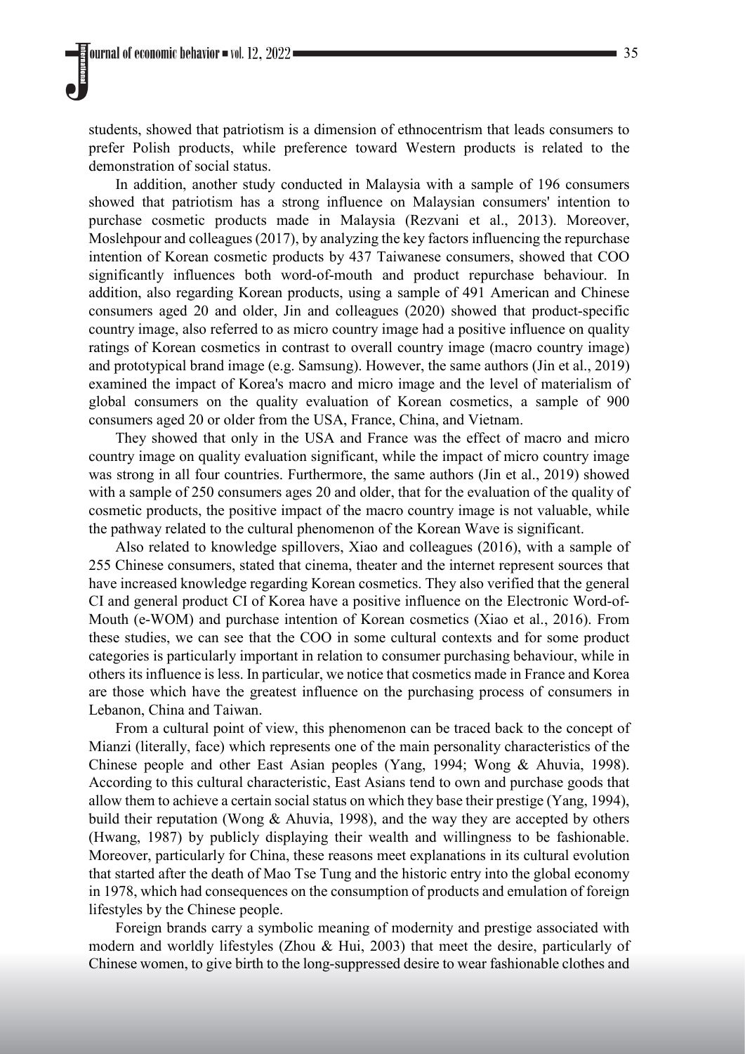students, showed that patriotism is a dimension of ethnocentrism that leads consumers to prefer Polish products, while preference toward Western products is related to the demonstration of social status.

In addition, another study conducted in Malaysia with a sample of 196 consumers showed that patriotism has a strong influence on Malaysian consumers' intention to purchase cosmetic products made in Malaysia (Rezvani et al., 2013). Moreover, Moslehpour and colleagues (2017), by analyzing the key factors influencing the repurchase intention of Korean cosmetic products by 437 Taiwanese consumers, showed that COO significantly influences both word-of-mouth and product repurchase behaviour. In addition, also regarding Korean products, using a sample of 491 American and Chinese consumers aged 20 and older, Jin and colleagues (2020) showed that product-specific country image, also referred to as micro country image had a positive influence on quality ratings of Korean cosmetics in contrast to overall country image (macro country image) and prototypical brand image (e.g. Samsung). However, the same authors (Jin et al., 2019) examined the impact of Korea's macro and micro image and the level of materialism of global consumers on the quality evaluation of Korean cosmetics, a sample of 900 consumers aged 20 or older from the USA, France, China, and Vietnam.

They showed that only in the USA and France was the effect of macro and micro country image on quality evaluation significant, while the impact of micro country image was strong in all four countries. Furthermore, the same authors (Jin et al., 2019) showed with a sample of 250 consumers ages 20 and older, that for the evaluation of the quality of cosmetic products, the positive impact of the macro country image is not valuable, while the pathway related to the cultural phenomenon of the Korean Wave is significant.

Also related to knowledge spillovers, Xiao and colleagues (2016), with a sample of 255 Chinese consumers, stated that cinema, theater and the internet represent sources that have increased knowledge regarding Korean cosmetics. They also verified that the general CI and general product CI of Korea have a positive influence on the Electronic Word-of-Mouth (e-WOM) and purchase intention of Korean cosmetics (Xiao et al., 2016). From these studies, we can see that the COO in some cultural contexts and for some product categories is particularly important in relation to consumer purchasing behaviour, while in others its influence is less. In particular, we notice that cosmetics made in France and Korea are those which have the greatest influence on the purchasing process of consumers in Lebanon, China and Taiwan.

From a cultural point of view, this phenomenon can be traced back to the concept of Mianzi (literally, face) which represents one of the main personality characteristics of the Chinese people and other East Asian peoples (Yang, 1994; Wong & Ahuvia, 1998). According to this cultural characteristic, East Asians tend to own and purchase goods that allow them to achieve a certain social status on which they base their prestige (Yang, 1994), build their reputation (Wong & Ahuvia, 1998), and the way they are accepted by others (Hwang, 1987) by publicly displaying their wealth and willingness to be fashionable. Moreover, particularly for China, these reasons meet explanations in its cultural evolution that started after the death of Mao Tse Tung and the historic entry into the global economy in 1978, which had consequences on the consumption of products and emulation of foreign lifestyles by the Chinese people.

Foreign brands carry a symbolic meaning of modernity and prestige associated with modern and worldly lifestyles (Zhou & Hui, 2003) that meet the desire, particularly of Chinese women, to give birth to the long-suppressed desire to wear fashionable clothes and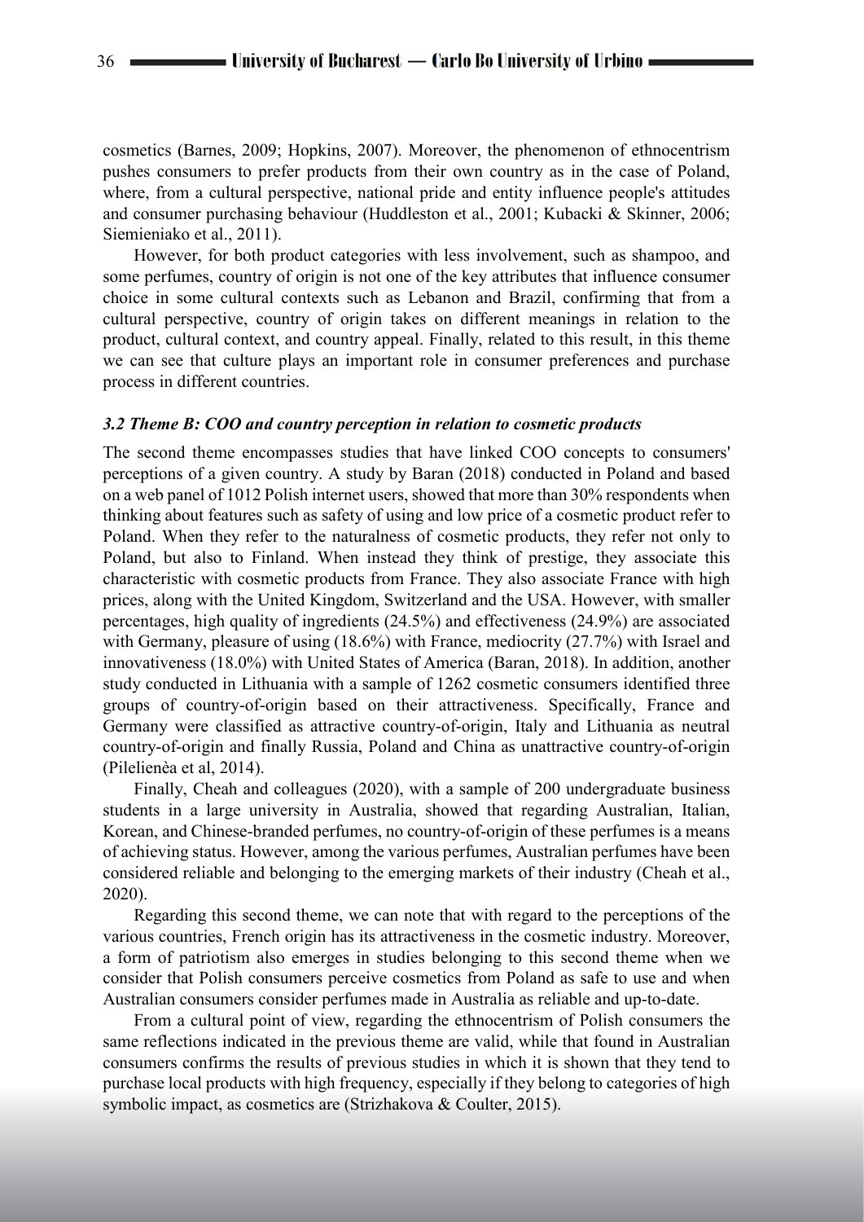cosmetics (Barnes, 2009; Hopkins, 2007). Moreover, the phenomenon of ethnocentrism pushes consumers to prefer products from their own country as in the case of Poland, where, from a cultural perspective, national pride and entity influence people's attitudes and consumer purchasing behaviour (Huddleston et al., 2001; Kubacki & Skinner, 2006; Siemieniako et al., 2011).

However, for both product categories with less involvement, such as shampoo, and some perfumes, country of origin is not one of the key attributes that influence consumer choice in some cultural contexts such as Lebanon and Brazil, confirming that from a cultural perspective, country of origin takes on different meanings in relation to the product, cultural context, and country appeal. Finally, related to this result, in this theme we can see that culture plays an important role in consumer preferences and purchase process in different countries.

### *3.2 Theme B: COO and country perception in relation to cosmetic products*

The second theme encompasses studies that have linked COO concepts to consumers' perceptions of a given country. A study by Baran (2018) conducted in Poland and based on a web panel of 1012 Polish internet users, showed that more than 30% respondents when thinking about features such as safety of using and low price of a cosmetic product refer to Poland. When they refer to the naturalness of cosmetic products, they refer not only to Poland, but also to Finland. When instead they think of prestige, they associate this characteristic with cosmetic products from France. They also associate France with high prices, along with the United Kingdom, Switzerland and the USA. However, with smaller percentages, high quality of ingredients (24.5%) and effectiveness (24.9%) are associated with Germany, pleasure of using (18.6%) with France, mediocrity (27.7%) with Israel and innovativeness (18.0%) with United States of America (Baran, 2018). In addition, another study conducted in Lithuania with a sample of 1262 cosmetic consumers identified three groups of country-of-origin based on their attractiveness. Specifically, France and Germany were classified as attractive country-of-origin, Italy and Lithuania as neutral country-of-origin and finally Russia, Poland and China as unattractive country-of-origin (Pilelienѐa et al, 2014).

Finally, Cheah and colleagues (2020), with a sample of 200 undergraduate business students in a large university in Australia, showed that regarding Australian, Italian, Korean, and Chinese-branded perfumes, no country-of-origin of these perfumes is a means of achieving status. However, among the various perfumes, Australian perfumes have been considered reliable and belonging to the emerging markets of their industry (Cheah et al., 2020).

Regarding this second theme, we can note that with regard to the perceptions of the various countries, French origin has its attractiveness in the cosmetic industry. Moreover, a form of patriotism also emerges in studies belonging to this second theme when we consider that Polish consumers perceive cosmetics from Poland as safe to use and when Australian consumers consider perfumes made in Australia as reliable and up-to-date.

From a cultural point of view, regarding the ethnocentrism of Polish consumers the same reflections indicated in the previous theme are valid, while that found in Australian consumers confirms the results of previous studies in which it is shown that they tend to purchase local products with high frequency, especially if they belong to categories of high symbolic impact, as cosmetics are (Strizhakova & Coulter, 2015).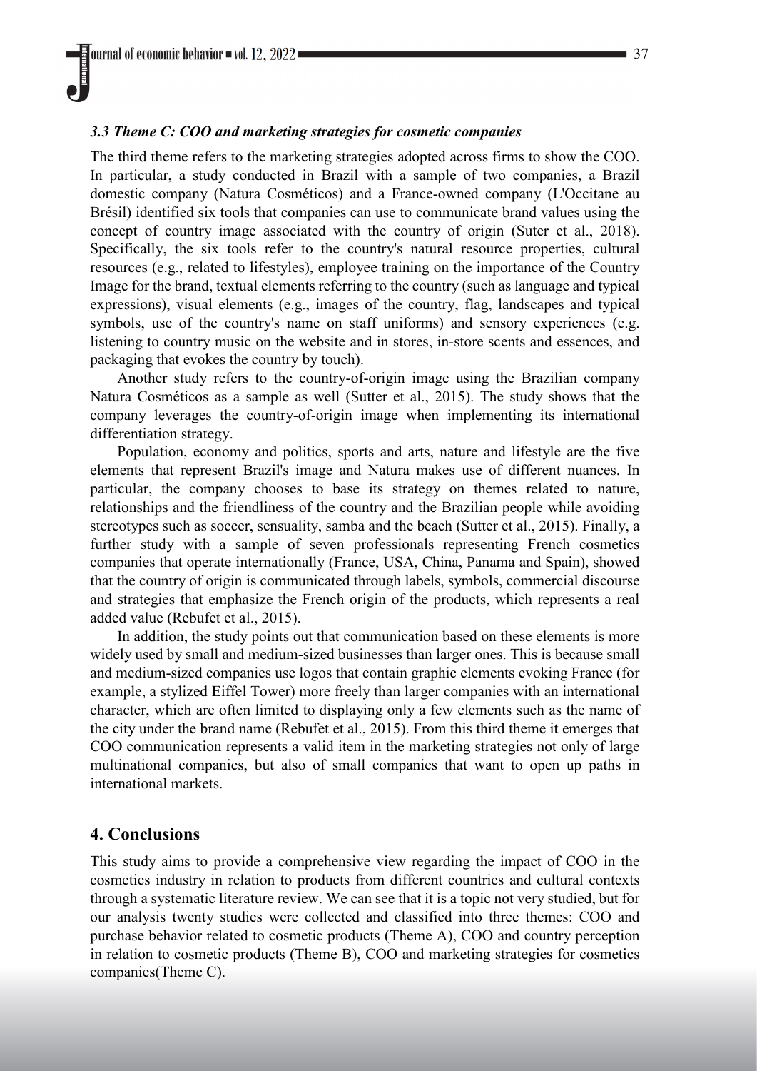### *3.3 Theme C: COO and marketing strategies for cosmetic companies*

The third theme refers to the marketing strategies adopted across firms to show the COO. In particular, a study conducted in Brazil with a sample of two companies, a Brazil domestic company (Natura Cosméticos) and a France-owned company (L'Occitane au Brésil) identified six tools that companies can use to communicate brand values using the concept of country image associated with the country of origin (Suter et al., 2018). Specifically, the six tools refer to the country's natural resource properties, cultural resources (e.g., related to lifestyles), employee training on the importance of the Country Image for the brand, textual elements referring to the country (such as language and typical expressions), visual elements (e.g., images of the country, flag, landscapes and typical symbols, use of the country's name on staff uniforms) and sensory experiences (e.g. listening to country music on the website and in stores, in-store scents and essences, and packaging that evokes the country by touch).

Another study refers to the country-of-origin image using the Brazilian company Natura Cosméticos as a sample as well (Sutter et al., 2015). The study shows that the company leverages the country-of-origin image when implementing its international differentiation strategy.

Population, economy and politics, sports and arts, nature and lifestyle are the five elements that represent Brazil's image and Natura makes use of different nuances. In particular, the company chooses to base its strategy on themes related to nature, relationships and the friendliness of the country and the Brazilian people while avoiding stereotypes such as soccer, sensuality, samba and the beach (Sutter et al., 2015). Finally, a further study with a sample of seven professionals representing French cosmetics companies that operate internationally (France, USA, China, Panama and Spain), showed that the country of origin is communicated through labels, symbols, commercial discourse and strategies that emphasize the French origin of the products, which represents a real added value (Rebufet et al., 2015).

In addition, the study points out that communication based on these elements is more widely used by small and medium-sized businesses than larger ones. This is because small and medium-sized companies use logos that contain graphic elements evoking France (for example, a stylized Eiffel Tower) more freely than larger companies with an international character, which are often limited to displaying only a few elements such as the name of the city under the brand name (Rebufet et al., 2015). From this third theme it emerges that COO communication represents a valid item in the marketing strategies not only of large multinational companies, but also of small companies that want to open up paths in international markets.

## 4. Conclusions

This study aims to provide a comprehensive view regarding the impact of COO in the cosmetics industry in relation to products from different countries and cultural contexts through a systematic literature review. We can see that it is a topic not very studied, but for our analysis twenty studies were collected and classified into three themes: COO and purchase behavior related to cosmetic products (Theme A), COO and country perception in relation to cosmetic products (Theme B), COO and marketing strategies for cosmetics companies(Theme C).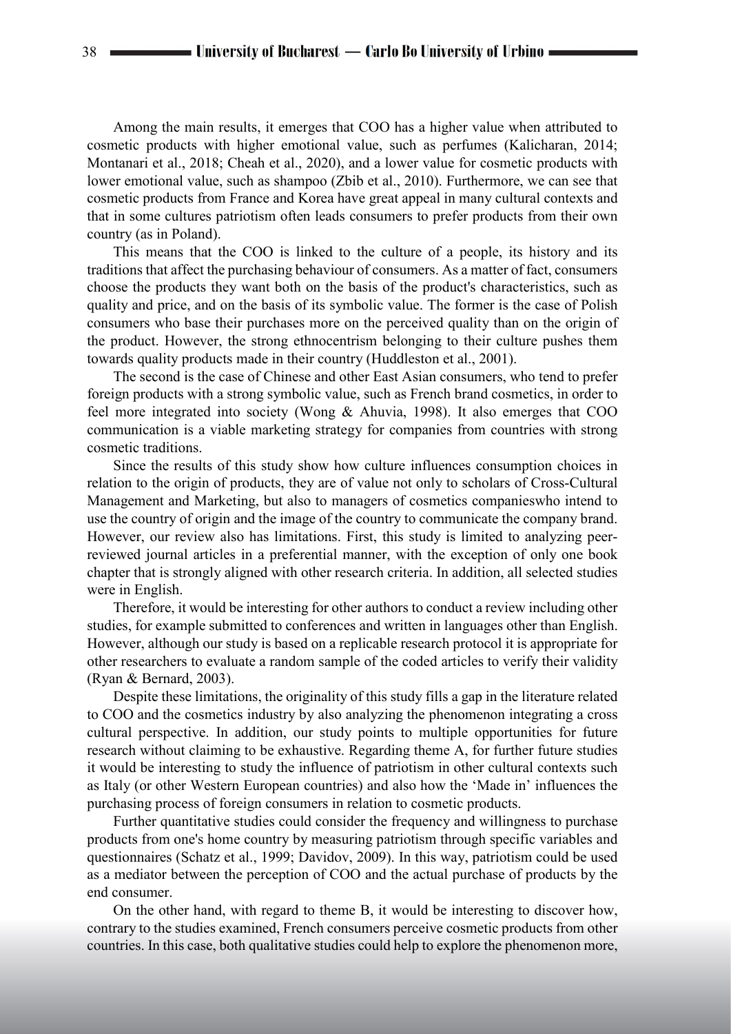Among the main results, it emerges that COO has a higher value when attributed to cosmetic products with higher emotional value, such as perfumes (Kalicharan, 2014; Montanari et al., 2018; Cheah et al., 2020), and a lower value for cosmetic products with lower emotional value, such as shampoo (Zbib et al., 2010). Furthermore, we can see that cosmetic products from France and Korea have great appeal in many cultural contexts and that in some cultures patriotism often leads consumers to prefer products from their own country (as in Poland).

This means that the COO is linked to the culture of a people, its history and its traditions that affect the purchasing behaviour of consumers. As a matter of fact, consumers choose the products they want both on the basis of the product's characteristics, such as quality and price, and on the basis of its symbolic value. The former is the case of Polish consumers who base their purchases more on the perceived quality than on the origin of the product. However, the strong ethnocentrism belonging to their culture pushes them towards quality products made in their country (Huddleston et al., 2001).

The second is the case of Chinese and other East Asian consumers, who tend to prefer foreign products with a strong symbolic value, such as French brand cosmetics, in order to feel more integrated into society (Wong & Ahuvia, 1998). It also emerges that COO communication is a viable marketing strategy for companies from countries with strong cosmetic traditions.

Since the results of this study show how culture influences consumption choices in relation to the origin of products, they are of value not only to scholars of Cross-Cultural Management and Marketing, but also to managers of cosmetics companieswho intend to use the country of origin and the image of the country to communicate the company brand. However, our review also has limitations. First, this study is limited to analyzing peer-reviewed journal articles in a preferential manner, with the exception of only one book chapter that is strongly aligned with other research criteria. In addition, all selected studies were in English.

Therefore, it would be interesting for other authors to conduct a review including other studies, for example submitted to conferences and written in languages other than English. However, although our study is based on a replicable research protocol it is appropriate for other researchers to evaluate a random sample of the coded articles to verify their validity (Ryan & Bernard, 2003).

Despite these limitations, the originality of this study fills a gap in the literature related to COO and the cosmetics industry by also analyzing the phenomenon integrating a cross cultural perspective. In addition, our study points to multiple opportunities for future research without claiming to be exhaustive. Regarding theme A, for further future studies it would be interesting to study the influence of patriotism in other cultural contexts such as Italy (or other Western European countries) and also how the 'Made in' influences the purchasing process of foreign consumers in relation to cosmetic products.

Further quantitative studies could consider the frequency and willingness to purchase products from one's home country by measuring patriotism through specific variables and questionnaires (Schatz et al., 1999; Davidov, 2009). In this way, patriotism could be used as a mediator between the perception of COO and the actual purchase of products by the end consumer.

On the other hand, with regard to theme B, it would be interesting to discover how, contrary to the studies examined, French consumers perceive cosmetic products from other countries. In this case, both qualitative studies could help to explore the phenomenon more,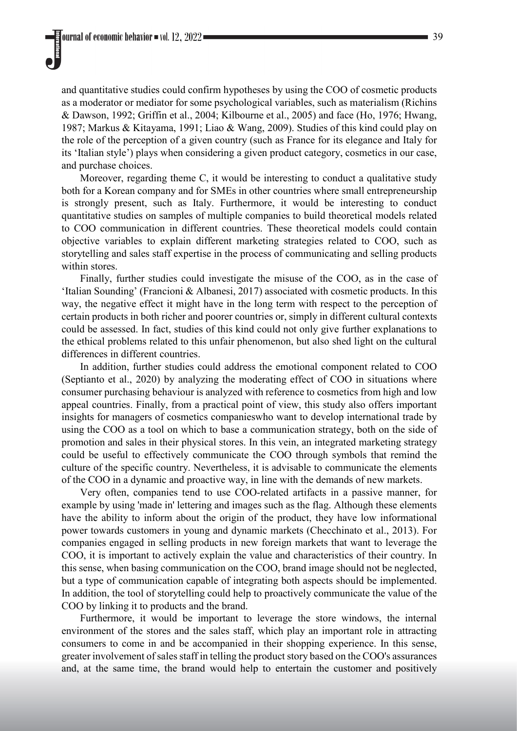and quantitative studies could confirm hypotheses by using the COO of cosmetic products as a moderator or mediator for some psychological variables, such as materialism (Richins & Dawson, 1992; Griffin et al., 2004; Kilbourne et al., 2005) and face (Ho, 1976; Hwang, 1987; Markus & Kitayama, 1991; Liao & Wang, 2009). Studies of this kind could play on the role of the perception of a given country (such as France for its elegance and Italy for its 'Italian style') plays when considering a given product category, cosmetics in our case, and purchase choices.

Moreover, regarding theme C, it would be interesting to conduct a qualitative study both for a Korean company and for SMEs in other countries where small entrepreneurship is strongly present, such as Italy. Furthermore, it would be interesting to conduct quantitative studies on samples of multiple companies to build theoretical models related to COO communication in different countries. These theoretical models could contain objective variables to explain different marketing strategies related to COO, such as storytelling and sales staff expertise in the process of communicating and selling products within stores.

Finally, further studies could investigate the misuse of the COO, as in the case of 'Italian Sounding' (Francioni & Albanesi, 2017) associated with cosmetic products. In this way, the negative effect it might have in the long term with respect to the perception of certain products in both richer and poorer countries or, simply in different cultural contexts could be assessed. In fact, studies of this kind could not only give further explanations to the ethical problems related to this unfair phenomenon, but also shed light on the cultural differences in different countries.

In addition, further studies could address the emotional component related to COO (Septianto et al., 2020) by analyzing the moderating effect of COO in situations where consumer purchasing behaviour is analyzed with reference to cosmetics from high and low appeal countries. Finally, from a practical point of view, this study also offers important insights for managers of cosmetics companieswho want to develop international trade by using the COO as a tool on which to base a communication strategy, both on the side of promotion and sales in their physical stores. In this vein, an integrated marketing strategy could be useful to effectively communicate the COO through symbols that remind the culture of the specific country. Nevertheless, it is advisable to communicate the elements of the COO in a dynamic and proactive way, in line with the demands of new markets.

Very often, companies tend to use COO-related artifacts in a passive manner, for example by using 'made in' lettering and images such as the flag. Although these elements have the ability to inform about the origin of the product, they have low informational power towards customers in young and dynamic markets (Checchinato et al., 2013). For companies engaged in selling products in new foreign markets that want to leverage the COO, it is important to actively explain the value and characteristics of their country. In this sense, when basing communication on the COO, brand image should not be neglected, but a type of communication capable of integrating both aspects should be implemented. In addition, the tool of storytelling could help to proactively communicate the value of the COO by linking it to products and the brand.

Furthermore, it would be important to leverage the store windows, the internal environment of the stores and the sales staff, which play an important role in attracting consumers to come in and be accompanied in their shopping experience. In this sense, greater involvement of sales staff in telling the product story based on the COO's assurances and, at the same time, the brand would help to entertain the customer and positively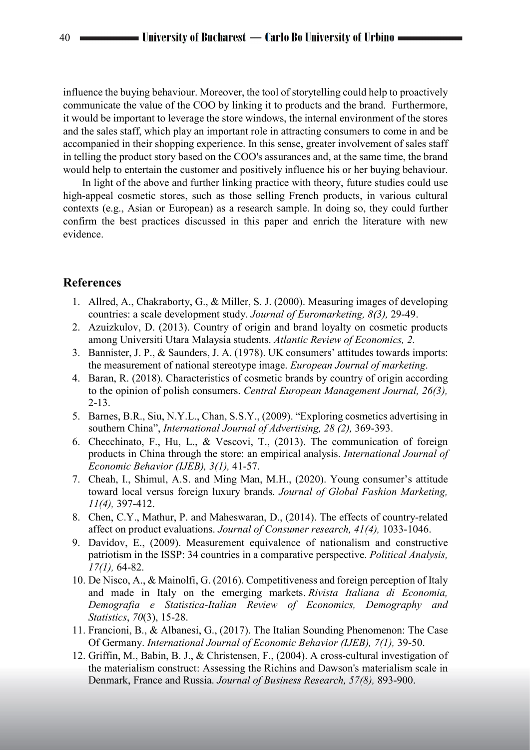influence the buying behaviour. Moreover, the tool of storytelling could help to proactively communicate the value of the COO by linking it to products and the brand. Furthermore, it would be important to leverage the store windows, the internal environment of the stores and the sales staff, which play an important role in attracting consumers to come in and be accompanied in their shopping experience. In this sense, greater involvement of sales staff in telling the product story based on the COO's assurances and, at the same time, the brand would help to entertain the customer and positively influence his or her buying behaviour.

In light of the above and further linking practice with theory, future studies could use high-appeal cosmetic stores, such as those selling French products, in various cultural contexts (e.g., Asian or European) as a research sample. In doing so, they could further confirm the best practices discussed in this paper and enrich the literature with new evidence.

## References

1. Allred, A., Chakraborty, G., & Miller, S. J. (2000). Measuring images of developing countries: a scale development study. *Journal of Euromarketing, 8(3),* 29-49.
2. Azuizkulov, D. (2013). Country of origin and brand loyalty on cosmetic products among Universiti Utara Malaysia students. *Atlantic Review of Economics, 2.*
3. Bannister, J. P., & Saunders, J. A. (1978). UK consumers' attitudes towards imports: the measurement of national stereotype image. *European Journal of marketing*.
4. Baran, R. (2018). Characteristics of cosmetic brands by country of origin according to the opinion of polish consumers. *Central European Management Journal, 26(3),* 2-13.
5. Barnes, B.R., Siu, N.Y.L., Chan, S.S.Y., (2009). "Exploring cosmetics advertising in southern China", *International Journal of Advertising, 28 (2),* 369-393.
6. Checchinato, F., Hu, L., & Vescovi, T., (2013). The communication of foreign products in China through the store: an empirical analysis. *International Journal of Economic Behavior (IJEB), 3(1),* 41-57.
7. Cheah, I., Shimul, A.S. and Ming Man, M.H., (2020). Young consumer's attitude toward local versus foreign luxury brands. *Journal of Global Fashion Marketing, 11(4),* 397-412.
8. Chen, C.Y., Mathur, P. and Maheswaran, D., (2014). The effects of country-related affect on product evaluations. *Journal of Consumer research, 41(4),* 1033-1046.
9. Davidov, E., (2009). Measurement equivalence of nationalism and constructive patriotism in the ISSP: 34 countries in a comparative perspective. *Political Analysis, 17(1),* 64-82.
10. De Nisco, A., & Mainolfi, G. (2016). Competitiveness and foreign perception of Italy and made in Italy on the emerging markets. *Rivista Italiana di Economia, Demografia e Statistica-Italian Review of Economics, Demography and Statistics*, *70*(3), 15-28.
11. Francioni, B., & Albanesi, G., (2017). The Italian Sounding Phenomenon: The Case Of Germany. *International Journal of Economic Behavior (IJEB), 7(1),* 39-50.
12. Griffin, M., Babin, B. J., & Christensen, F., (2004). A cross-cultural investigation of the materialism construct: Assessing the Richins and Dawson's materialism scale in Denmark, France and Russia. *Journal of Business Research, 57(8),* 893-900.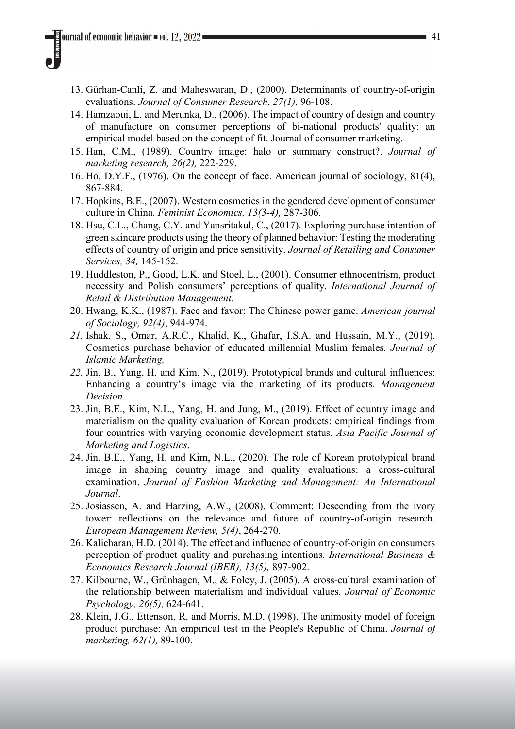13. Gürhan-Canli, Z. and Maheswaran, D., (2000). Determinants of country-of-origin evaluations. *Journal of Consumer Research, 27(1),* 96-108.
14. Hamzaoui, L. and Merunka, D., (2006). The impact of country of design and country of manufacture on consumer perceptions of bi-national products' quality: an empirical model based on the concept of fit. Journal of consumer marketing.
15. Han, C.M., (1989). Country image: halo or summary construct?. *Journal of marketing research, 26(2),* 222-229.
16. Ho, D.Y.F., (1976). On the concept of face. American journal of sociology, 81(4), 867-884.
17. Hopkins, B.E., (2007). Western cosmetics in the gendered development of consumer culture in China. *Feminist Economics, 13(3-4),* 287-306.
18. Hsu, C.L., Chang, C.Y. and Yansritakul, C., (2017). Exploring purchase intention of green skincare products using the theory of planned behavior: Testing the moderating effects of country of origin and price sensitivity. *Journal of Retailing and Consumer Services, 34,* 145-152.
19. Huddleston, P., Good, L.K. and Stoel, L., (2001). Consumer ethnocentrism, product necessity and Polish consumers' perceptions of quality. *International Journal of Retail & Distribution Management.*
20. Hwang, K.K., (1987). Face and favor: The Chinese power game. *American journal of Sociology, 92(4)*, 944-974.
21. Ishak, S., Omar, A.R.C., Khalid, K., Ghafar, I.S.A. and Hussain, M.Y., (2019). Cosmetics purchase behavior of educated millennial Muslim females*. Journal of Islamic Marketing.*
22. Jin, B., Yang, H. and Kim, N., (2019). Prototypical brands and cultural influences: Enhancing a country's image via the marketing of its products. *Management Decision.*
23. Jin, B.E., Kim, N.L., Yang, H. and Jung, M., (2019). Effect of country image and materialism on the quality evaluation of Korean products: empirical findings from four countries with varying economic development status. *Asia Pacific Journal of Marketing and Logistics*.
24. Jin, B.E., Yang, H. and Kim, N.L., (2020). The role of Korean prototypical brand image in shaping country image and quality evaluations: a cross-cultural examination. *Journal of Fashion Marketing and Management: An International Journal*.
25. Josiassen, A. and Harzing, A.W., (2008). Comment: Descending from the ivory tower: reflections on the relevance and future of country-of-origin research. *European Management Review, 5(4)*, 264-270.
26. Kalicharan, H.D. (2014). The effect and influence of country-of-origin on consumers perception of product quality and purchasing intentions. *International Business & Economics Research Journal (IBER), 13(5),* 897-902.
27. Kilbourne, W., Grünhagen, M., & Foley, J. (2005). A cross-cultural examination of the relationship between materialism and individual values*. Journal of Economic Psychology, 26(5),* 624-641.
28. Klein, J.G., Ettenson, R. and Morris, M.D. (1998). The animosity model of foreign product purchase: An empirical test in the People's Republic of China. *Journal of marketing, 62(1),* 89-100.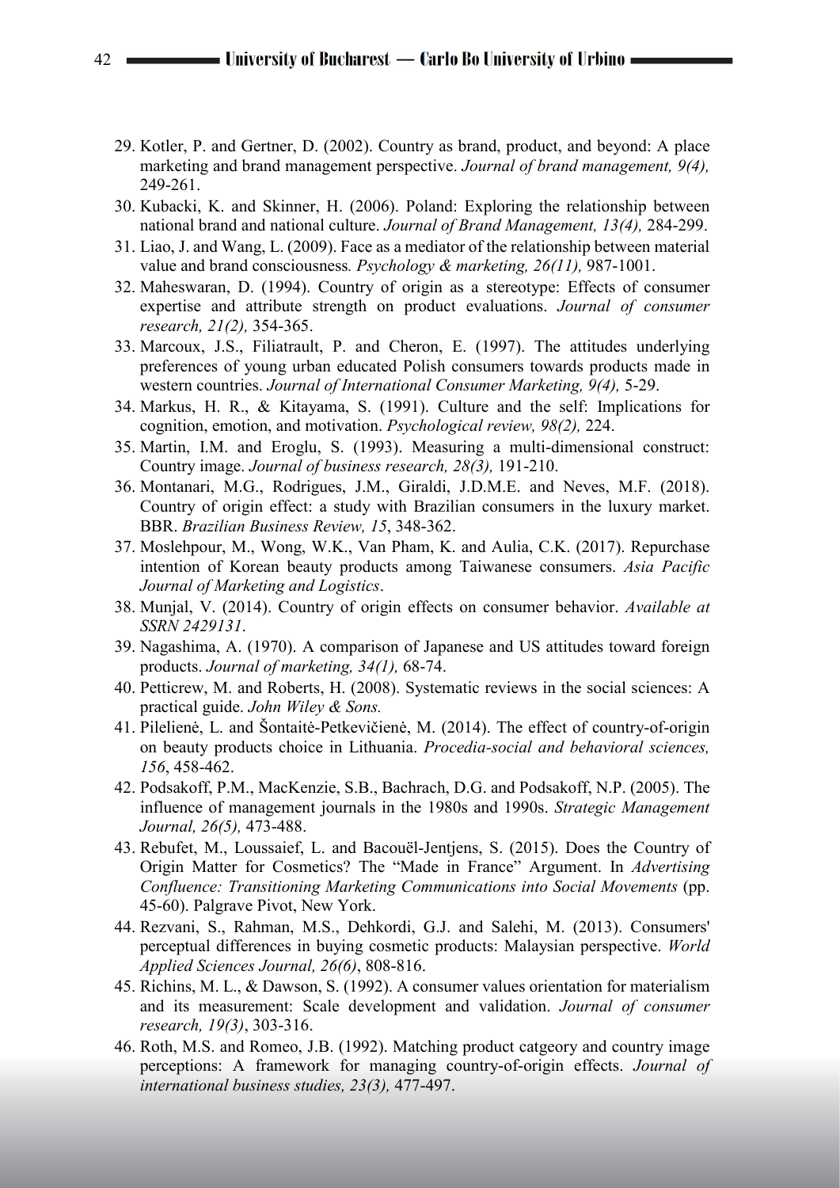29. Kotler, P. and Gertner, D. (2002). Country as brand, product, and beyond: A place marketing and brand management perspective. *Journal of brand management, 9(4),* 249-261.
30. Kubacki, K. and Skinner, H. (2006). Poland: Exploring the relationship between national brand and national culture. *Journal of Brand Management, 13(4),* 284-299.
31. Liao, J. and Wang, L. (2009). Face as a mediator of the relationship between material value and brand consciousness*. Psychology & marketing, 26(11),* 987-1001.
32. Maheswaran, D. (1994). Country of origin as a stereotype: Effects of consumer expertise and attribute strength on product evaluations. *Journal of consumer research, 21(2),* 354-365.
33. Marcoux, J.S., Filiatrault, P. and Cheron, E. (1997). The attitudes underlying preferences of young urban educated Polish consumers towards products made in western countries. *Journal of International Consumer Marketing, 9(4),* 5-29.
34. Markus, H. R., & Kitayama, S. (1991). Culture and the self: Implications for cognition, emotion, and motivation. *Psychological review, 98(2),* 224.
35. Martin, I.M. and Eroglu, S. (1993). Measuring a multi-dimensional construct: Country image. *Journal of business research, 28(3),* 191-210.
36. Montanari, M.G., Rodrigues, J.M., Giraldi, J.D.M.E. and Neves, M.F. (2018). Country of origin effect: a study with Brazilian consumers in the luxury market. BBR. *Brazilian Business Review, 15*, 348-362.
37. Moslehpour, M., Wong, W.K., Van Pham, K. and Aulia, C.K. (2017). Repurchase intention of Korean beauty products among Taiwanese consumers. *Asia Pacific Journal of Marketing and Logistics*.
38. Munjal, V. (2014). Country of origin effects on consumer behavior. *Available at SSRN 2429131*.
39. Nagashima, A. (1970). A comparison of Japanese and US attitudes toward foreign products. *Journal of marketing, 34(1),* 68-74.
40. Petticrew, M. and Roberts, H. (2008). Systematic reviews in the social sciences: A practical guide. *John Wiley & Sons.*
41. Pilelienė, L. and Šontaitė-Petkevičienė, M. (2014). The effect of country-of-origin on beauty products choice in Lithuania. *Procedia-social and behavioral sciences, 156*, 458-462.
42. Podsakoff, P.M., MacKenzie, S.B., Bachrach, D.G. and Podsakoff, N.P. (2005). The influence of management journals in the 1980s and 1990s. *Strategic Management Journal, 26(5),* 473-488.
43. Rebufet, M., Loussaief, L. and Bacouël-Jentjens, S. (2015). Does the Country of Origin Matter for Cosmetics? The "Made in France" Argument. In *Advertising Confluence: Transitioning Marketing Communications into Social Movements* (pp. 45-60). Palgrave Pivot, New York.
44. Rezvani, S., Rahman, M.S., Dehkordi, G.J. and Salehi, M. (2013). Consumers' perceptual differences in buying cosmetic products: Malaysian perspective. *World Applied Sciences Journal, 26(6)*, 808-816.
45. Richins, M. L., & Dawson, S. (1992). A consumer values orientation for materialism and its measurement: Scale development and validation. *Journal of consumer research, 19(3)*, 303-316.
46. Roth, M.S. and Romeo, J.B. (1992). Matching product catgeory and country image perceptions: A framework for managing country-of-origin effects. *Journal of international business studies, 23(3),* 477-497.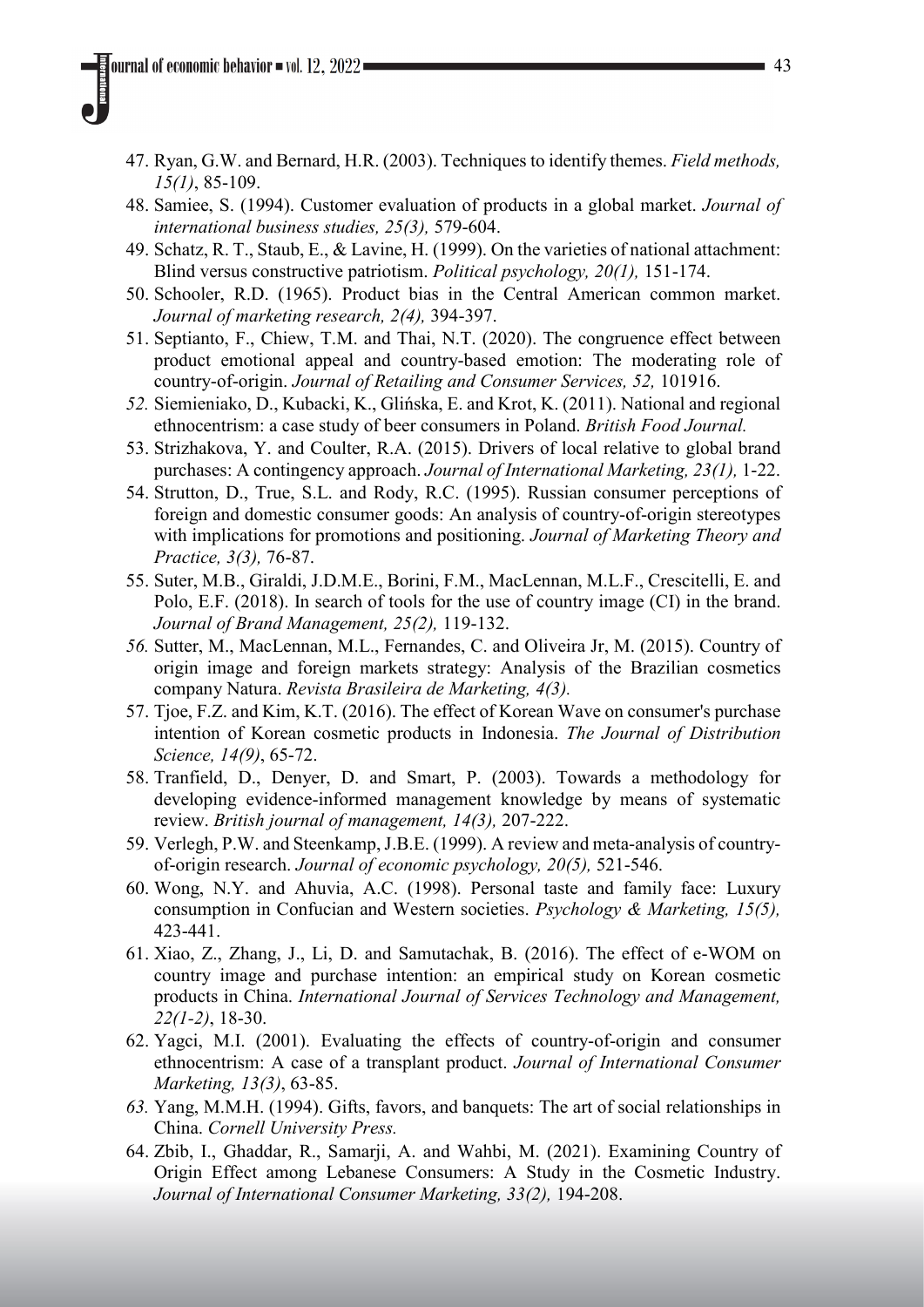47. Ryan, G.W. and Bernard, H.R. (2003). Techniques to identify themes. *Field methods, 15(1)*, 85-109.
48. Samiee, S. (1994). Customer evaluation of products in a global market. *Journal of international business studies, 25(3),* 579-604.
49. Schatz, R. T., Staub, E., & Lavine, H. (1999). On the varieties of national attachment: Blind versus constructive patriotism. *Political psychology, 20(1),* 151-174.
50. Schooler, R.D. (1965). Product bias in the Central American common market. *Journal of marketing research, 2(4),* 394-397.
51. Septianto, F., Chiew, T.M. and Thai, N.T. (2020). The congruence effect between product emotional appeal and country-based emotion: The moderating role of country-of-origin. *Journal of Retailing and Consumer Services, 52,* 101916.
52. Siemieniako, D., Kubacki, K., Glińska, E. and Krot, K. (2011). National and regional ethnocentrism: a case study of beer consumers in Poland. *British Food Journal.*
53. Strizhakova, Y. and Coulter, R.A. (2015). Drivers of local relative to global brand purchases: A contingency approach. *Journal of International Marketing, 23(1),* 1-22.
54. Strutton, D., True, S.L. and Rody, R.C. (1995). Russian consumer perceptions of foreign and domestic consumer goods: An analysis of country-of-origin stereotypes with implications for promotions and positioning. *Journal of Marketing Theory and Practice, 3(3),* 76-87.
55. Suter, M.B., Giraldi, J.D.M.E., Borini, F.M., MacLennan, M.L.F., Crescitelli, E. and Polo, E.F. (2018). In search of tools for the use of country image (CI) in the brand. *Journal of Brand Management, 25(2),* 119-132.
56. Sutter, M., MacLennan, M.L., Fernandes, C. and Oliveira Jr, M. (2015). Country of origin image and foreign markets strategy: Analysis of the Brazilian cosmetics company Natura. *Revista Brasileira de Marketing, 4(3).*
57. Tjoe, F.Z. and Kim, K.T. (2016). The effect of Korean Wave on consumer's purchase intention of Korean cosmetic products in Indonesia. *The Journal of Distribution Science, 14(9)*, 65-72.
58. Tranfield, D., Denyer, D. and Smart, P. (2003). Towards a methodology for developing evidence-informed management knowledge by means of systematic review. *British journal of management, 14(3),* 207-222.
59. Verlegh, P.W. and Steenkamp, J.B.E. (1999). A review and meta-analysis of country-of-origin research. *Journal of economic psychology, 20(5),* 521-546.
60. Wong, N.Y. and Ahuvia, A.C. (1998). Personal taste and family face: Luxury consumption in Confucian and Western societies. *Psychology & Marketing, 15(5),* 423-441.
61. Xiao, Z., Zhang, J., Li, D. and Samutachak, B. (2016). The effect of e-WOM on country image and purchase intention: an empirical study on Korean cosmetic products in China. *International Journal of Services Technology and Management, 22(1-2)*, 18-30.
62. Yagci, M.I. (2001). Evaluating the effects of country-of-origin and consumer ethnocentrism: A case of a transplant product. *Journal of International Consumer Marketing, 13(3)*, 63-85.
63. Yang, M.M.H. (1994). Gifts, favors, and banquets: The art of social relationships in China. *Cornell University Press.*
64. Zbib, I., Ghaddar, R., Samarji, A. and Wahbi, M. (2021). Examining Country of Origin Effect among Lebanese Consumers: A Study in the Cosmetic Industry. *Journal of International Consumer Marketing, 33(2),* 194-208.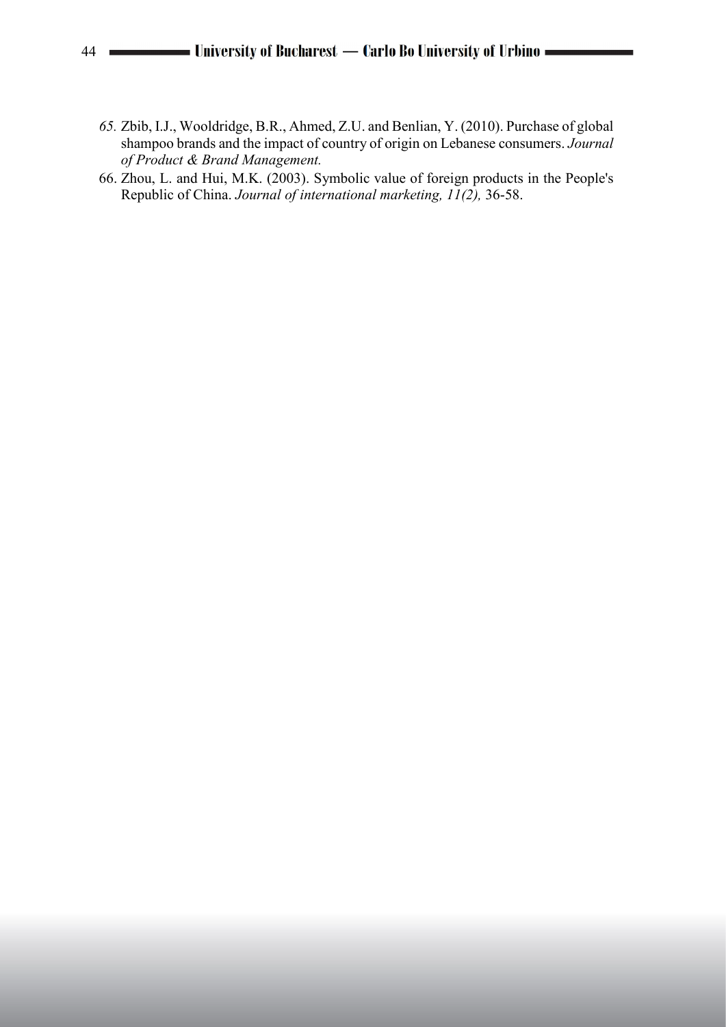65. Zbib, I.J., Wooldridge, B.R., Ahmed, Z.U. and Benlian, Y. (2010). Purchase of global shampoo brands and the impact of country of origin on Lebanese consumers. *Journal of Product & Brand Management.*
66. Zhou, L. and Hui, M.K. (2003). Symbolic value of foreign products in the People's Republic of China. *Journal of international marketing, 11(2),* 36-58.